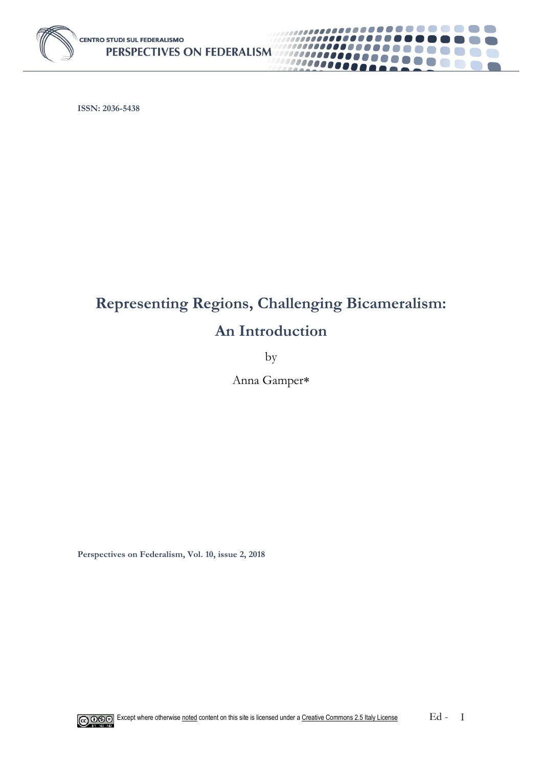ISSN: 2036-5438

# Representing Regions, Challenging Bicameralism: An Introduction

by

Anna Gamper*

Perspectives on Federalism, Vol. 10, issue 2, 2018

Except where otherwise noted content on this site is licensed under a Creative Commons 2.5 Italy License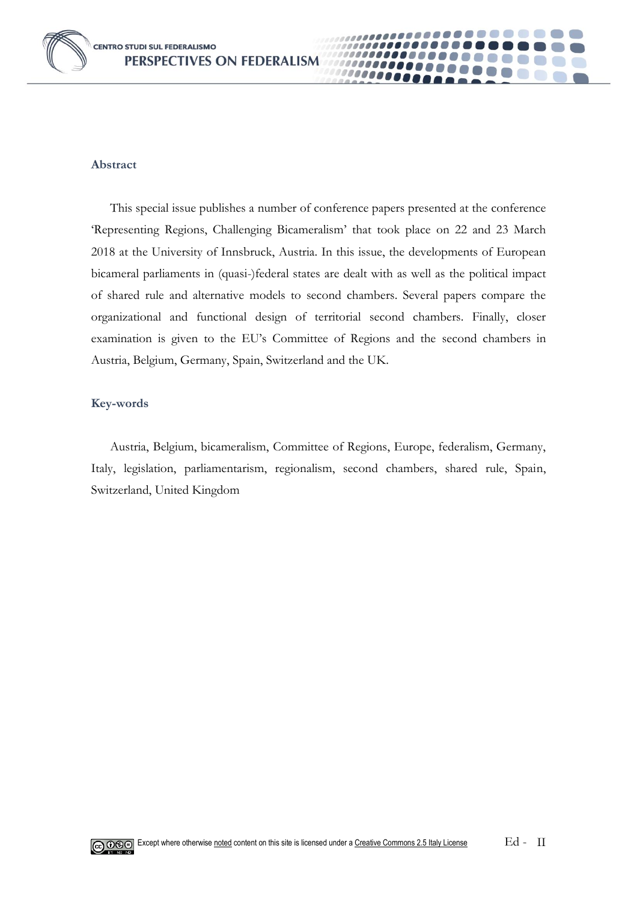## Abstract

This special issue publishes a number of conference papers presented at the conference 'Representing Regions, Challenging Bicameralism' that took place on 22 and 23 March 2018 at the University of Innsbruck, Austria. In this issue, the developments of European bicameral parliaments in (quasi-)federal states are dealt with as well as the political impact of shared rule and alternative models to second chambers. Several papers compare the organizational and functional design of territorial second chambers. Finally, closer examination is given to the EU's Committee of Regions and the second chambers in Austria, Belgium, Germany, Spain, Switzerland and the UK.

## Key-words

Austria, Belgium, bicameralism, Committee of Regions, Europe, federalism, Germany, Italy, legislation, parliamentarism, regionalism, second chambers, shared rule, Spain, Switzerland, United Kingdom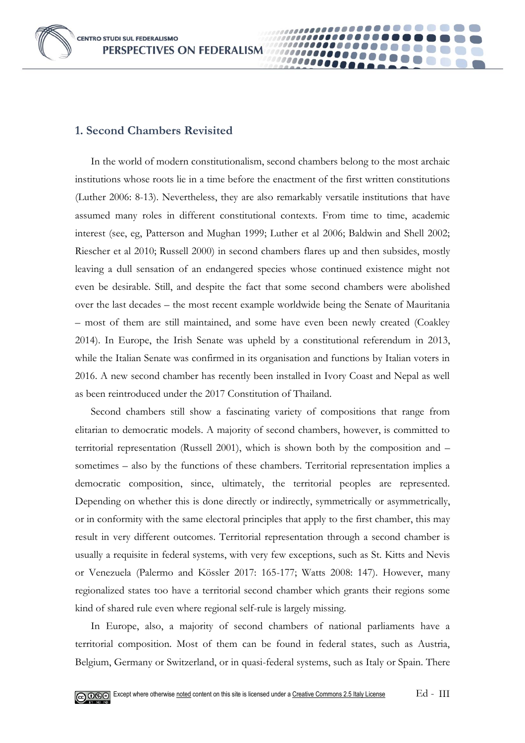## 1. Second Chambers Revisited

In the world of modern constitutionalism, second chambers belong to the most archaic institutions whose roots lie in a time before the enactment of the first written constitutions (Luther 2006: 8-13). Nevertheless, they are also remarkably versatile institutions that have assumed many roles in different constitutional contexts. From time to time, academic interest (see, eg, Patterson and Mughan 1999; Luther et al 2006; Baldwin and Shell 2002; Riescher et al 2010; Russell 2000) in second chambers flares up and then subsides, mostly leaving a dull sensation of an endangered species whose continued existence might not even be desirable. Still, and despite the fact that some second chambers were abolished over the last decades – the most recent example worldwide being the Senate of Mauritania – most of them are still maintained, and some have even been newly created (Coakley 2014). In Europe, the Irish Senate was upheld by a constitutional referendum in 2013, while the Italian Senate was confirmed in its organisation and functions by Italian voters in 2016. A new second chamber has recently been installed in Ivory Coast and Nepal as well as been reintroduced under the 2017 Constitution of Thailand.

Second chambers still show a fascinating variety of compositions that range from elitarian to democratic models. A majority of second chambers, however, is committed to territorial representation (Russell 2001), which is shown both by the composition and – sometimes – also by the functions of these chambers. Territorial representation implies a democratic composition, since, ultimately, the territorial peoples are represented. Depending on whether this is done directly or indirectly, symmetrically or asymmetrically, or in conformity with the same electoral principles that apply to the first chamber, this may result in very different outcomes. Territorial representation through a second chamber is usually a requisite in federal systems, with very few exceptions, such as St. Kitts and Nevis or Venezuela (Palermo and Kössler 2017: 165-177; Watts 2008: 147). However, many regionalized states too have a territorial second chamber which grants their regions some kind of shared rule even where regional self-rule is largely missing.

In Europe, also, a majority of second chambers of national parliaments have a territorial composition. Most of them can be found in federal states, such as Austria, Belgium, Germany or Switzerland, or in quasi-federal systems, such as Italy or Spain. There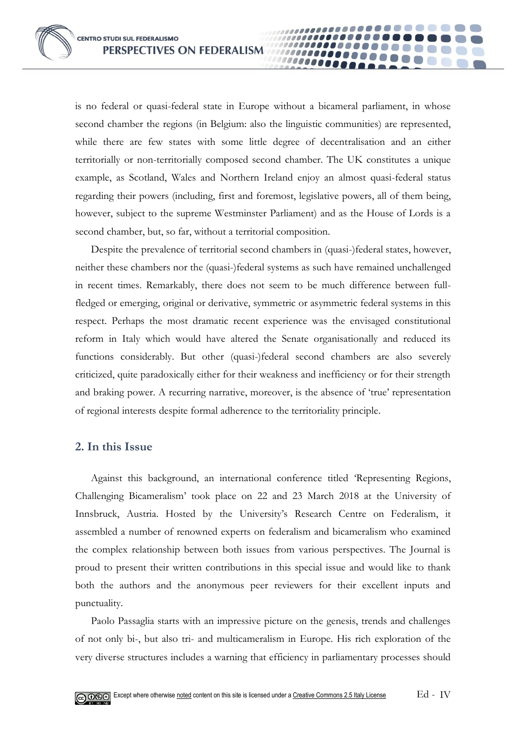is no federal or quasi-federal state in Europe without a bicameral parliament, in whose second chamber the regions (in Belgium: also the linguistic communities) are represented, while there are few states with some little degree of decentralisation and an either territorially or non-territorially composed second chamber. The UK constitutes a unique example, as Scotland, Wales and Northern Ireland enjoy an almost quasi-federal status regarding their powers (including, first and foremost, legislative powers, all of them being, however, subject to the supreme Westminster Parliament) and as the House of Lords is a second chamber, but, so far, without a territorial composition.

Despite the prevalence of territorial second chambers in (quasi-)federal states, however, neither these chambers nor the (quasi-)federal systems as such have remained unchallenged in recent times. Remarkably, there does not seem to be much difference between full-fledged or emerging, original or derivative, symmetric or asymmetric federal systems in this respect. Perhaps the most dramatic recent experience was the envisaged constitutional reform in Italy which would have altered the Senate organisationally and reduced its functions considerably. But other (quasi-)federal second chambers are also severely criticized, quite paradoxically either for their weakness and inefficiency or for their strength and braking power. A recurring narrative, moreover, is the absence of 'true' representation of regional interests despite formal adherence to the territoriality principle.

## 2. In this Issue

Against this background, an international conference titled 'Representing Regions, Challenging Bicameralism' took place on 22 and 23 March 2018 at the University of Innsbruck, Austria. Hosted by the University's Research Centre on Federalism, it assembled a number of renowned experts on federalism and bicameralism who examined the complex relationship between both issues from various perspectives. The Journal is proud to present their written contributions in this special issue and would like to thank both the authors and the anonymous peer reviewers for their excellent inputs and punctuality.

Paolo Passaglia starts with an impressive picture on the genesis, trends and challenges of not only bi-, but also tri- and multicameralism in Europe. His rich exploration of the very diverse structures includes a warning that efficiency in parliamentary processes should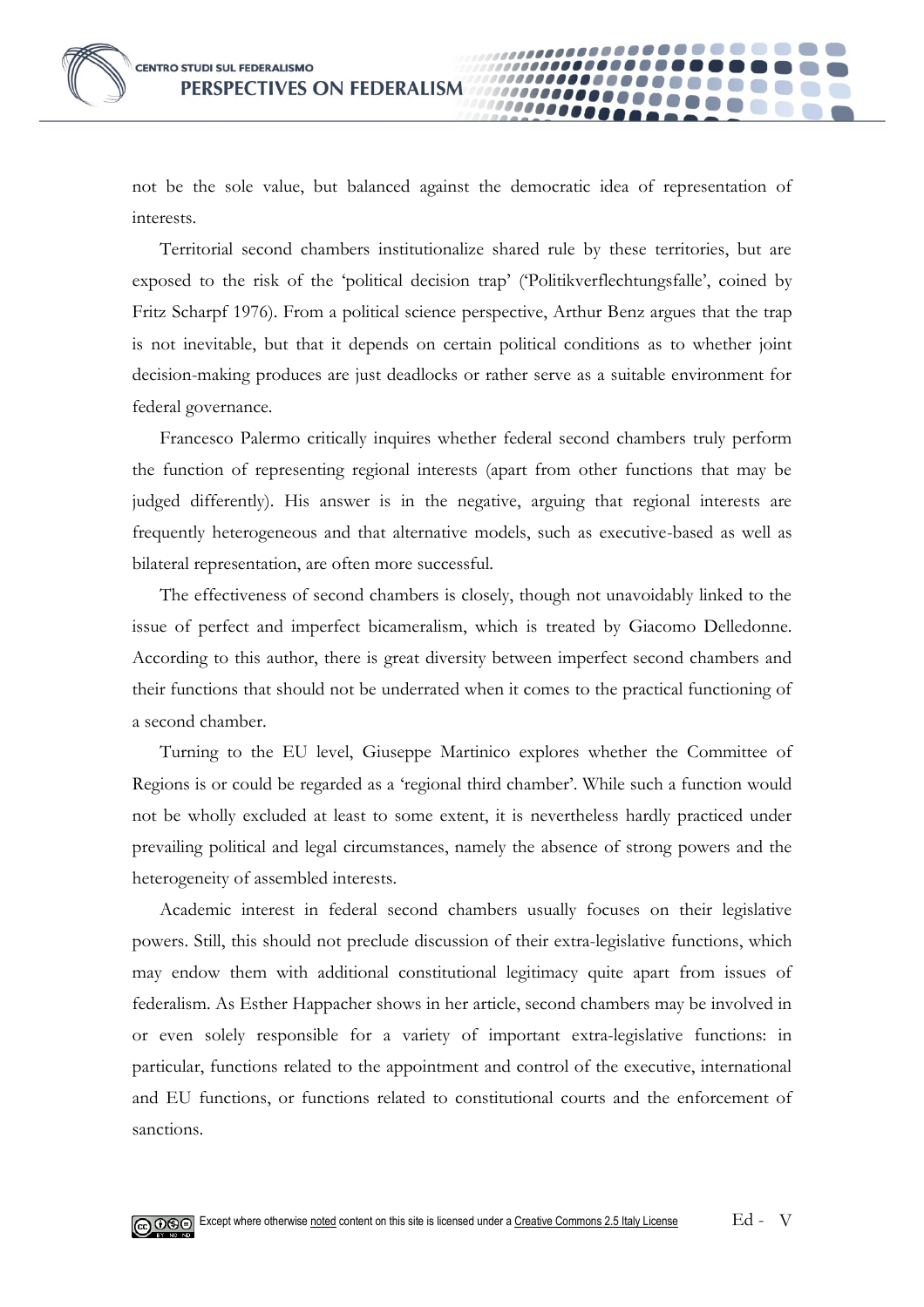not be the sole value, but balanced against the democratic idea of representation of interests.

Territorial second chambers institutionalize shared rule by these territories, but are exposed to the risk of the 'political decision trap' ('Politikverflechtungsfalle', coined by Fritz Scharpf 1976). From a political science perspective, Arthur Benz argues that the trap is not inevitable, but that it depends on certain political conditions as to whether joint decision-making produces are just deadlocks or rather serve as a suitable environment for federal governance.

Francesco Palermo critically inquires whether federal second chambers truly perform the function of representing regional interests (apart from other functions that may be judged differently). His answer is in the negative, arguing that regional interests are frequently heterogeneous and that alternative models, such as executive-based as well as bilateral representation, are often more successful.

The effectiveness of second chambers is closely, though not unavoidably linked to the issue of perfect and imperfect bicameralism, which is treated by Giacomo Delledonne. According to this author, there is great diversity between imperfect second chambers and their functions that should not be underrated when it comes to the practical functioning of a second chamber.

Turning to the EU level, Giuseppe Martinico explores whether the Committee of Regions is or could be regarded as a 'regional third chamber'. While such a function would not be wholly excluded at least to some extent, it is nevertheless hardly practiced under prevailing political and legal circumstances, namely the absence of strong powers and the heterogeneity of assembled interests.

Academic interest in federal second chambers usually focuses on their legislative powers. Still, this should not preclude discussion of their extra-legislative functions, which may endow them with additional constitutional legitimacy quite apart from issues of federalism. As Esther Happacher shows in her article, second chambers may be involved in or even solely responsible for a variety of important extra-legislative functions: in particular, functions related to the appointment and control of the executive, international and EU functions, or functions related to constitutional courts and the enforcement of sanctions.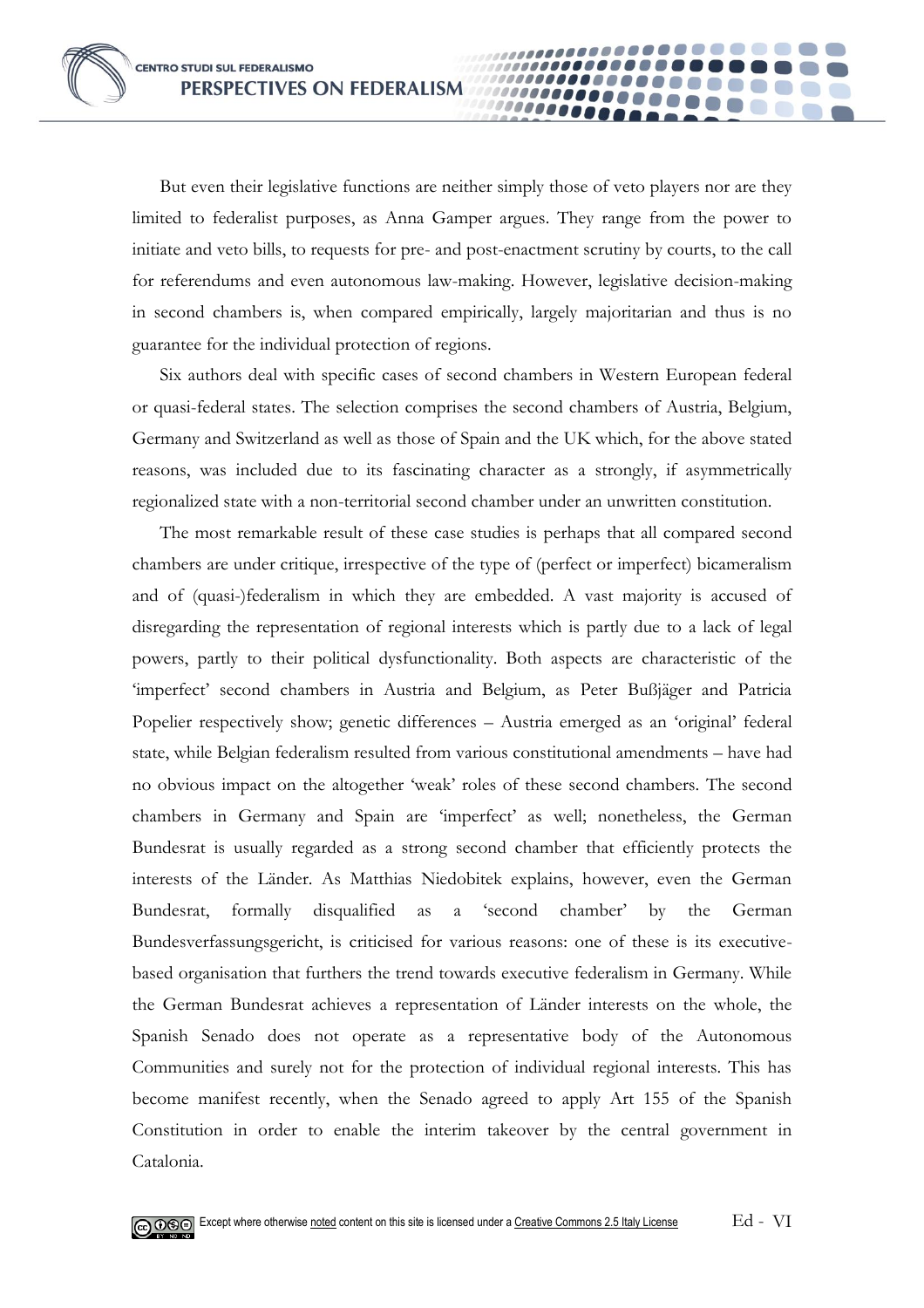But even their legislative functions are neither simply those of veto players nor are they limited to federalist purposes, as Anna Gamper argues. They range from the power to initiate and veto bills, to requests for pre- and post-enactment scrutiny by courts, to the call for referendums and even autonomous law-making. However, legislative decision-making in second chambers is, when compared empirically, largely majoritarian and thus is no guarantee for the individual protection of regions.

Six authors deal with specific cases of second chambers in Western European federal or quasi-federal states. The selection comprises the second chambers of Austria, Belgium, Germany and Switzerland as well as those of Spain and the UK which, for the above stated reasons, was included due to its fascinating character as a strongly, if asymmetrically regionalized state with a non-territorial second chamber under an unwritten constitution.

The most remarkable result of these case studies is perhaps that all compared second chambers are under critique, irrespective of the type of (perfect or imperfect) bicameralism and of (quasi-)federalism in which they are embedded. A vast majority is accused of disregarding the representation of regional interests which is partly due to a lack of legal powers, partly to their political dysfunctionality. Both aspects are characteristic of the 'imperfect' second chambers in Austria and Belgium, as Peter Bußjäger and Patricia Popelier respectively show; genetic differences – Austria emerged as an 'original' federal state, while Belgian federalism resulted from various constitutional amendments – have had no obvious impact on the altogether 'weak' roles of these second chambers. The second chambers in Germany and Spain are 'imperfect' as well; nonetheless, the German Bundesrat is usually regarded as a strong second chamber that efficiently protects the interests of the Länder. As Matthias Niedobitek explains, however, even the German Bundesrat, formally disqualified as a 'second chamber' by the German Bundesverfassungsgericht, is criticised for various reasons: one of these is its executive-based organisation that furthers the trend towards executive federalism in Germany. While the German Bundesrat achieves a representation of Länder interests on the whole, the Spanish Senado does not operate as a representative body of the Autonomous Communities and surely not for the protection of individual regional interests. This has become manifest recently, when the Senado agreed to apply Art 155 of the Spanish Constitution in order to enable the interim takeover by the central government in Catalonia.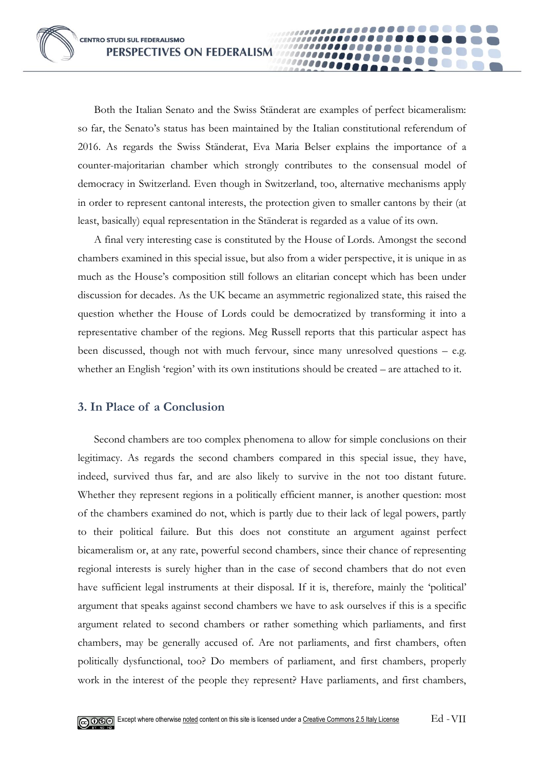Both the Italian Senato and the Swiss Ständerat are examples of perfect bicameralism: so far, the Senato's status has been maintained by the Italian constitutional referendum of 2016. As regards the Swiss Ständerat, Eva Maria Belser explains the importance of a counter-majoritarian chamber which strongly contributes to the consensual model of democracy in Switzerland. Even though in Switzerland, too, alternative mechanisms apply in order to represent cantonal interests, the protection given to smaller cantons by their (at least, basically) equal representation in the Ständerat is regarded as a value of its own.

A final very interesting case is constituted by the House of Lords. Amongst the second chambers examined in this special issue, but also from a wider perspective, it is unique in as much as the House's composition still follows an elitarian concept which has been under discussion for decades. As the UK became an asymmetric regionalized state, this raised the question whether the House of Lords could be democratized by transforming it into a representative chamber of the regions. Meg Russell reports that this particular aspect has been discussed, though not with much fervour, since many unresolved questions – e.g. whether an English 'region' with its own institutions should be created – are attached to it.

## 3. In Place of a Conclusion

Second chambers are too complex phenomena to allow for simple conclusions on their legitimacy. As regards the second chambers compared in this special issue, they have, indeed, survived thus far, and are also likely to survive in the not too distant future. Whether they represent regions in a politically efficient manner, is another question: most of the chambers examined do not, which is partly due to their lack of legal powers, partly to their political failure. But this does not constitute an argument against perfect bicameralism or, at any rate, powerful second chambers, since their chance of representing regional interests is surely higher than in the case of second chambers that do not even have sufficient legal instruments at their disposal. If it is, therefore, mainly the 'political' argument that speaks against second chambers we have to ask ourselves if this is a specific argument related to second chambers or rather something which parliaments, and first chambers, may be generally accused of. Are not parliaments, and first chambers, often politically dysfunctional, too? Do members of parliament, and first chambers, properly work in the interest of the people they represent? Have parliaments, and first chambers,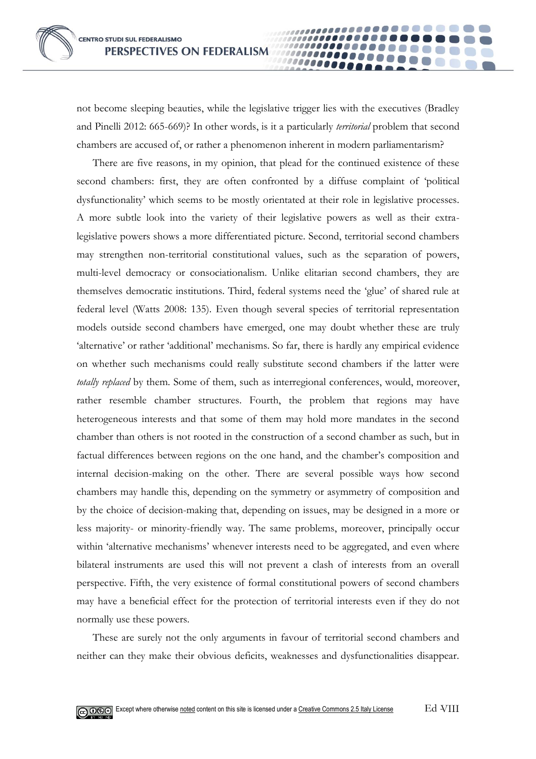not become sleeping beauties, while the legislative trigger lies with the executives (Bradley and Pinelli 2012: 665-669)? In other words, is it a particularly *territorial* problem that second chambers are accused of, or rather a phenomenon inherent in modern parliamentarism?

There are five reasons, in my opinion, that plead for the continued existence of these second chambers: first, they are often confronted by a diffuse complaint of 'political dysfunctionality' which seems to be mostly orientated at their role in legislative processes. A more subtle look into the variety of their legislative powers as well as their extra-legislative powers shows a more differentiated picture. Second, territorial second chambers may strengthen non-territorial constitutional values, such as the separation of powers, multi-level democracy or consociationalism. Unlike elitarian second chambers, they are themselves democratic institutions. Third, federal systems need the 'glue' of shared rule at federal level (Watts 2008: 135). Even though several species of territorial representation models outside second chambers have emerged, one may doubt whether these are truly 'alternative' or rather 'additional' mechanisms. So far, there is hardly any empirical evidence on whether such mechanisms could really substitute second chambers if the latter were *totally replaced* by them. Some of them, such as interregional conferences, would, moreover, rather resemble chamber structures. Fourth, the problem that regions may have heterogeneous interests and that some of them may hold more mandates in the second chamber than others is not rooted in the construction of a second chamber as such, but in factual differences between regions on the one hand, and the chamber's composition and internal decision-making on the other. There are several possible ways how second chambers may handle this, depending on the symmetry or asymmetry of composition and by the choice of decision-making that, depending on issues, may be designed in a more or less majority- or minority-friendly way. The same problems, moreover, principally occur within 'alternative mechanisms' whenever interests need to be aggregated, and even where bilateral instruments are used this will not prevent a clash of interests from an overall perspective. Fifth, the very existence of formal constitutional powers of second chambers may have a beneficial effect for the protection of territorial interests even if they do not normally use these powers.

These are surely not the only arguments in favour of territorial second chambers and neither can they make their obvious deficits, weaknesses and dysfunctionalities disappear.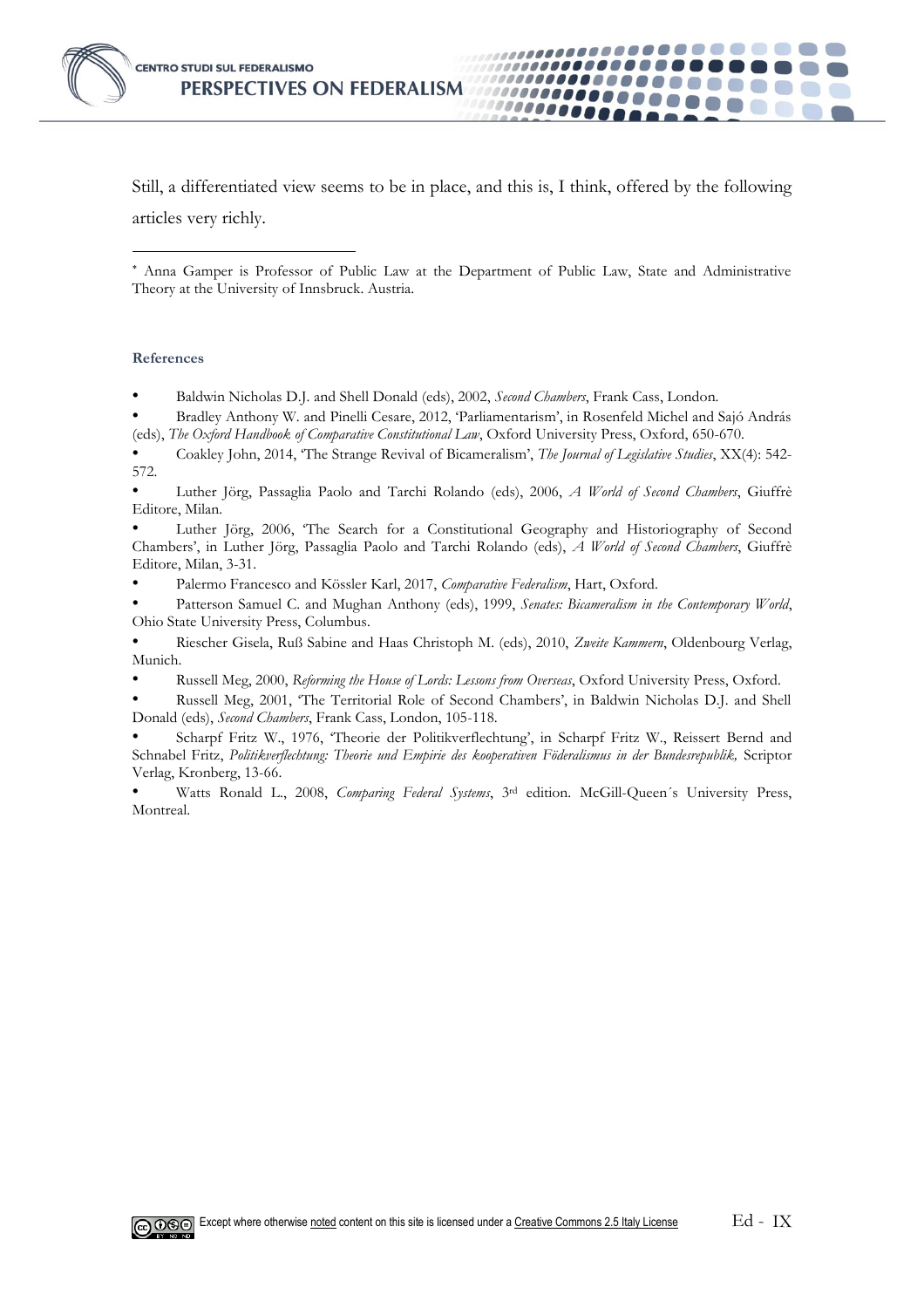Still, a differentiated view seems to be in place, and this is, I think, offered by the following articles very richly.

---

* Anna Gamper is Professor of Public Law at the Department of Public Law, State and Administrative Theory at the University of Innsbruck. Austria.

### References

- Baldwin Nicholas D.J. and Shell Donald (eds), 2002, *Second Chambers*, Frank Cass, London.
- Bradley Anthony W. and Pinelli Cesare, 2012, 'Parliamentarism', in Rosenfeld Michel and Sajó András (eds), *The Oxford Handbook of Comparative Constitutional Law*, Oxford University Press, Oxford, 650-670.
- Coakley John, 2014, 'The Strange Revival of Bicameralism', *The Journal of Legislative Studies*, XX(4): 542-572.
- Luther Jörg, Passaglia Paolo and Tarchi Rolando (eds), 2006, *A World of Second Chambers*, Giuffrè Editore, Milan.
- Luther Jörg, 2006, 'The Search for a Constitutional Geography and Historiography of Second Chambers', in Luther Jörg, Passaglia Paolo and Tarchi Rolando (eds), *A World of Second Chambers*, Giuffrè Editore, Milan, 3-31.
- Palermo Francesco and Kössler Karl, 2017, *Comparative Federalism*, Hart, Oxford.
- Patterson Samuel C. and Mughan Anthony (eds), 1999, *Senates: Bicameralism in the Contemporary World*, Ohio State University Press, Columbus.
- Riescher Gisela, Ruß Sabine and Haas Christoph M. (eds), 2010, *Zweite Kammern*, Oldenbourg Verlag, Munich.
- Russell Meg, 2000, *Reforming the House of Lords: Lessons from Overseas*, Oxford University Press, Oxford.
- Russell Meg, 2001, 'The Territorial Role of Second Chambers', in Baldwin Nicholas D.J. and Shell Donald (eds), *Second Chambers*, Frank Cass, London, 105-118.
- Scharpf Fritz W., 1976, 'Theorie der Politikverflechtung', in Scharpf Fritz W., Reissert Bernd and Schnabel Fritz, *Politikverflechtung: Theorie und Empirie des kooperativen Föderalismus in der Bundesrepublik,* Scriptor Verlag, Kronberg, 13-66.
- Watts Ronald L., 2008, *Comparing Federal Systems*, 3rd edition. McGill-Queen´s University Press, Montreal.